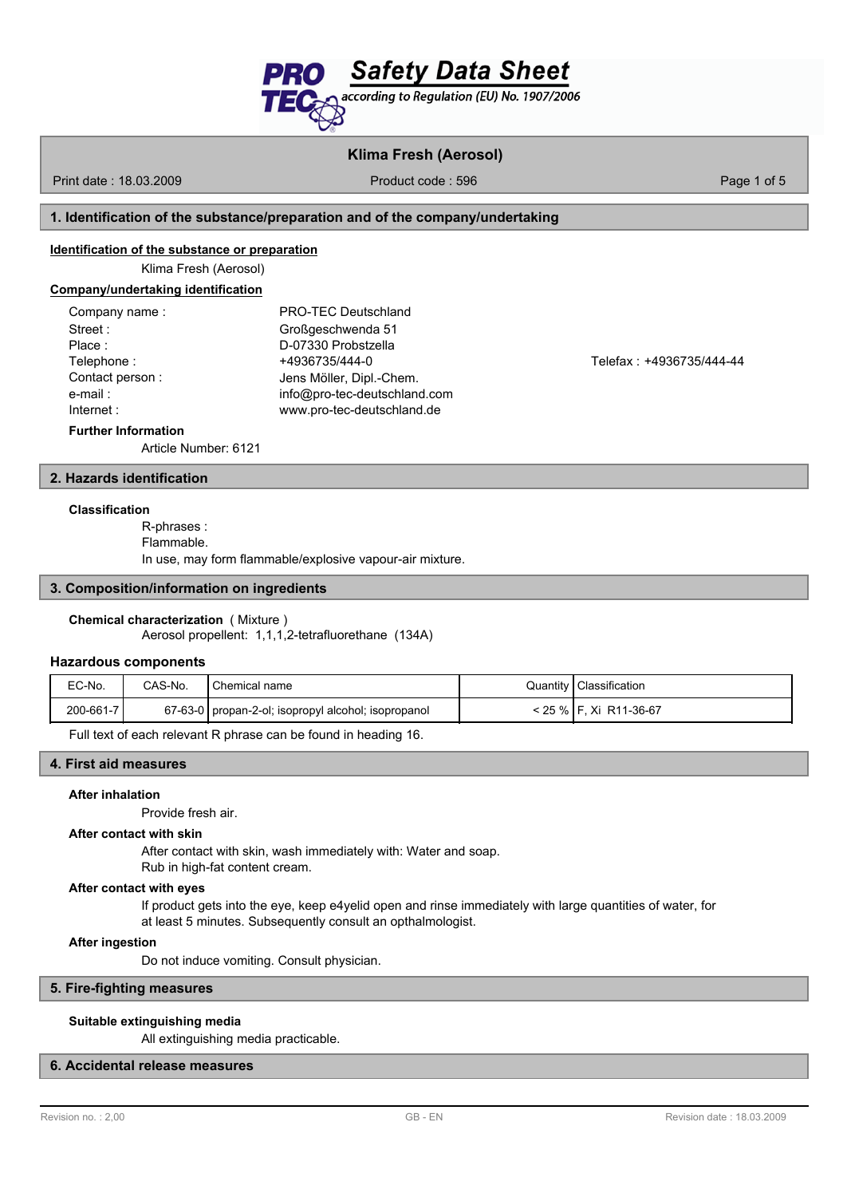# Safety Data Sheet

*according to Regulation (EU) No. 1907/2006*

**Klima Fresh (Aerosol)**

Print date : 18.03.2009 | Product code : 596

## 1. Identification of the substance/preparation and of the company/undertaking

**Identification of the substance or preparation**

Klima Fresh (Aerosol)

**Company/undertaking identification**

Company name : PRO-TEC Deutschland
Street : Großgeschwenda 51
Place : D-07330 Probstzella
Telephone : +4936735/444-0 Telefax : +4936735/444-44
Contact person : Jens Möller, Dipl.-Chem.
e-mail : info@pro-tec-deutschland.com
Internet : www.pro-tec-deutschland.de

**Further Information**

Article Number: 6121

## 2. Hazards identification

**Classification**

R-phrases :
Flammable.
In use, may form flammable/explosive vapour-air mixture.

## 3. Composition/information on ingredients

**Chemical characterization** ( Mixture )

Aerosol propellent: 1,1,1,2-tetrafluorethane (134A)

**Hazardous components**

| EC-No. | CAS-No. | Chemical name | Quantity | Classification |
|---|---|---|---|---|
| 200-661-7 | 67-63-0 | propan-2-ol; isopropyl alcohol; isopropanol | < 25 % | F, Xi R11-36-67 |

Full text of each relevant R phrase can be found in heading 16.

## 4. First aid measures

**After inhalation**

Provide fresh air.

**After contact with skin**

After contact with skin, wash immediately with: Water and soap.
Rub in high-fat content cream.

**After contact with eyes**

If product gets into the eye, keep e4yelid open and rinse immediately with large quantities of water, for at least 5 minutes. Subsequently consult an opthalmologist.

**After ingestion**

Do not induce vomiting. Consult physician.

## 5. Fire-fighting measures

**Suitable extinguishing media**

All extinguishing media practicable.

## 6. Accidental release measures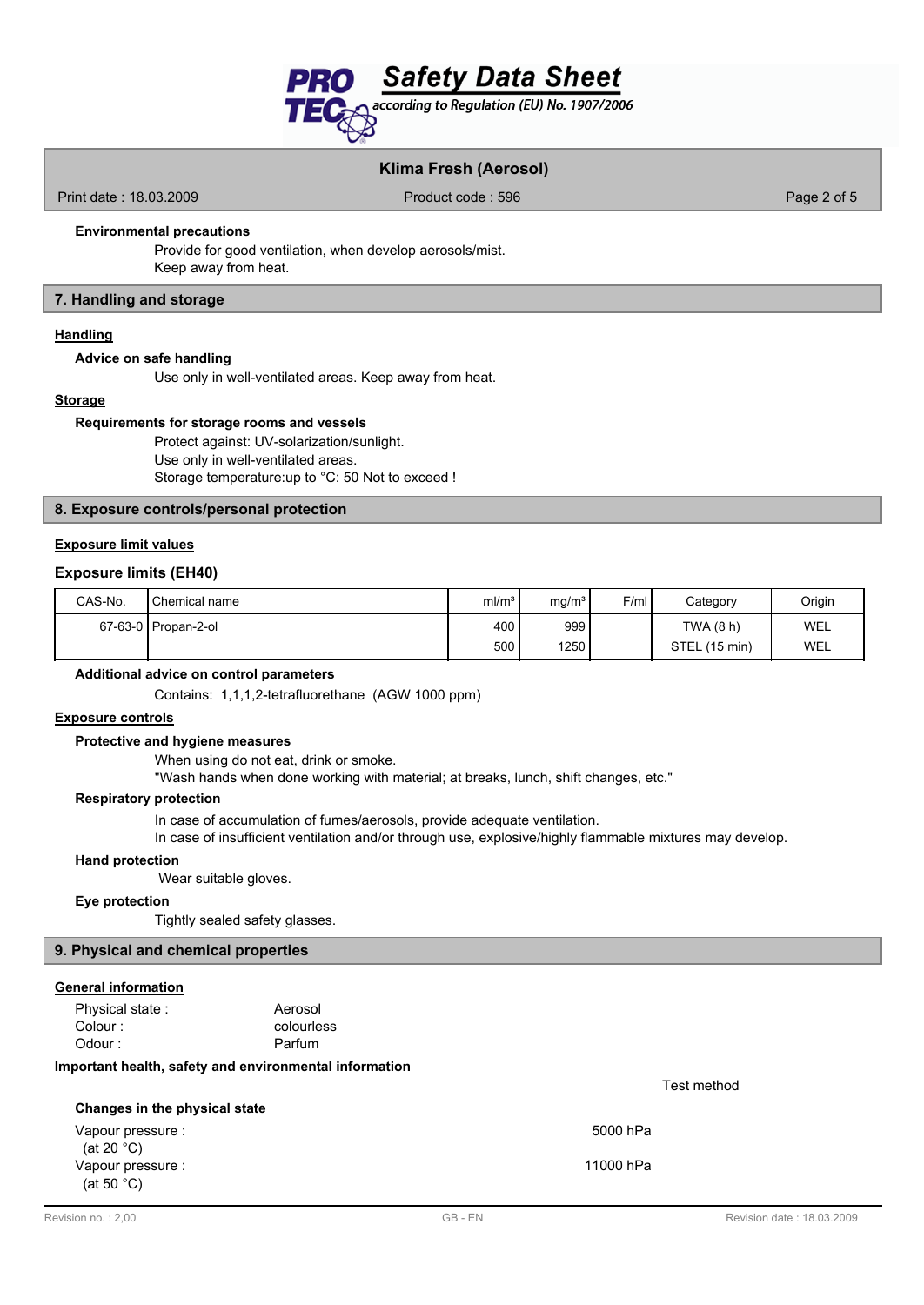**Environmental precautions**

Provide for good ventilation, when develop aerosols/mist.
Keep away from heat.

## 7. Handling and storage

### Handling

**Advice on safe handling**

Use only in well-ventilated areas. Keep away from heat.

### Storage

**Requirements for storage rooms and vessels**

Protect against: UV-solarization/sunlight.
Use only in well-ventilated areas.
Storage temperature:up to °C: 50 Not to exceed !

## 8. Exposure controls/personal protection

### Exposure limit values

**Exposure limits (EH40)**

| CAS-No. | Chemical name | ml/m³ | mg/m³ | F/ml | Category | Origin |
|---|---|---|---|---|---|---|
| 67-63-0 | Propan-2-ol | 400 | 999 | | TWA (8 h) | WEL |
| | | 500 | 1250 | | STEL (15 min) | WEL |

**Additional advice on control parameters**

Contains: 1,1,1,2-tetrafluorethane (AGW 1000 ppm)

### Exposure controls

**Protective and hygiene measures**

When using do not eat, drink or smoke.
"Wash hands when done working with material; at breaks, lunch, shift changes, etc."

**Respiratory protection**

In case of accumulation of fumes/aerosols, provide adequate ventilation.
In case of insufficient ventilation and/or through use, explosive/highly flammable mixtures may develop.

**Hand protection**

Wear suitable gloves.

**Eye protection**

Tightly sealed safety glasses.

## 9. Physical and chemical properties

### General information

Physical state : Aerosol
Colour : colourless
Odour : Parfum

### Important health, safety and environmental information

| | | Test method |
|---|---|---|
| **Changes in the physical state** | | |
| Vapour pressure : (at 20 °C) | 5000 hPa | |
| Vapour pressure : (at 50 °C) | 11000 hPa | |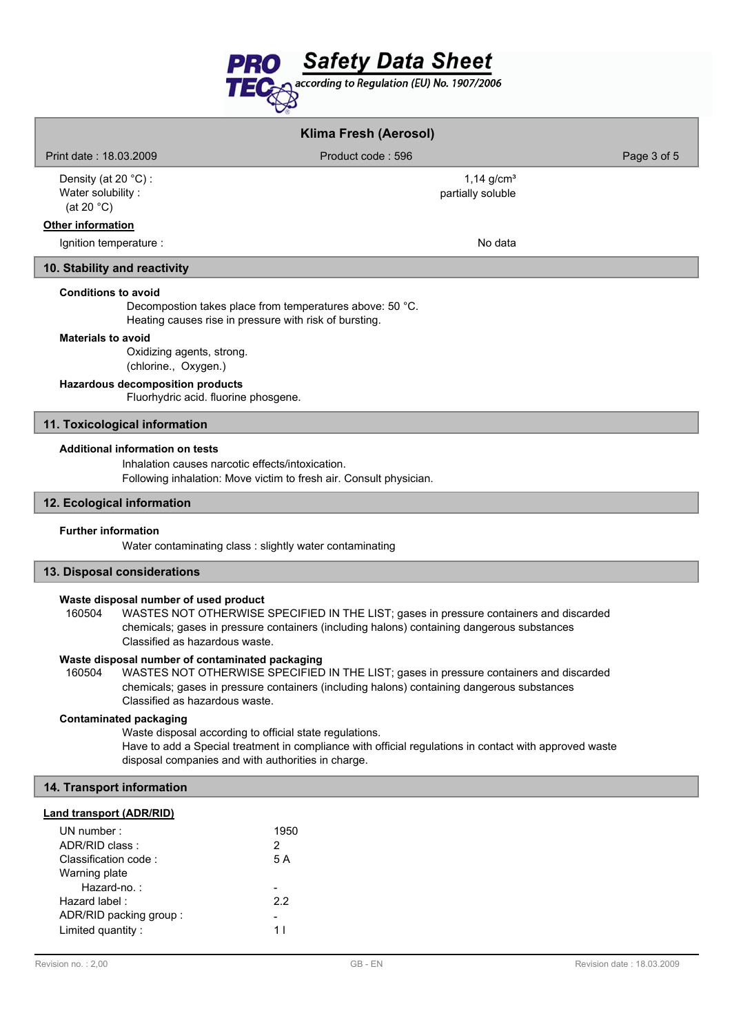| | |
|---|---|
| Density (at 20 °C) : | 1,14 g/cm³ |
| Water solubility : (at 20 °C) | partially soluble |

**Other information**

| | |
|---|---|
| Ignition temperature : | No data |

## 10. Stability and reactivity

**Conditions to avoid**

Decompostion takes place from temperatures above: 50 °C.
Heating causes rise in pressure with risk of bursting.

**Materials to avoid**

Oxidizing agents, strong.
(chlorine., Oxygen.)

**Hazardous decomposition products**

Fluorhydric acid. fluorine phosgene.

## 11. Toxicological information

**Additional information on tests**

Inhalation causes narcotic effects/intoxication.
Following inhalation: Move victim to fresh air. Consult physician.

## 12. Ecological information

**Further information**

Water contaminating class : slightly water contaminating

## 13. Disposal considerations

**Waste disposal number of used product**

160504 WASTES NOT OTHERWISE SPECIFIED IN THE LIST; gases in pressure containers and discarded chemicals; gases in pressure containers (including halons) containing dangerous substances
Classified as hazardous waste.

**Waste disposal number of contaminated packaging**

160504 WASTES NOT OTHERWISE SPECIFIED IN THE LIST; gases in pressure containers and discarded chemicals; gases in pressure containers (including halons) containing dangerous substances
Classified as hazardous waste.

**Contaminated packaging**

Waste disposal according to official state regulations.
Have to add a Special treatment in compliance with official regulations in contact with approved waste disposal companies and with authorities in charge.

## 14. Transport information

**Land transport (ADR/RID)**

| | |
|---|---|
| UN number : | 1950 |
| ADR/RID class : | 2 |
| Classification code : | 5 A |
| Warning plate Hazard-no. : | - |
| Hazard label : | 2.2 |
| ADR/RID packing group : | - |
| Limited quantity : | 1 l |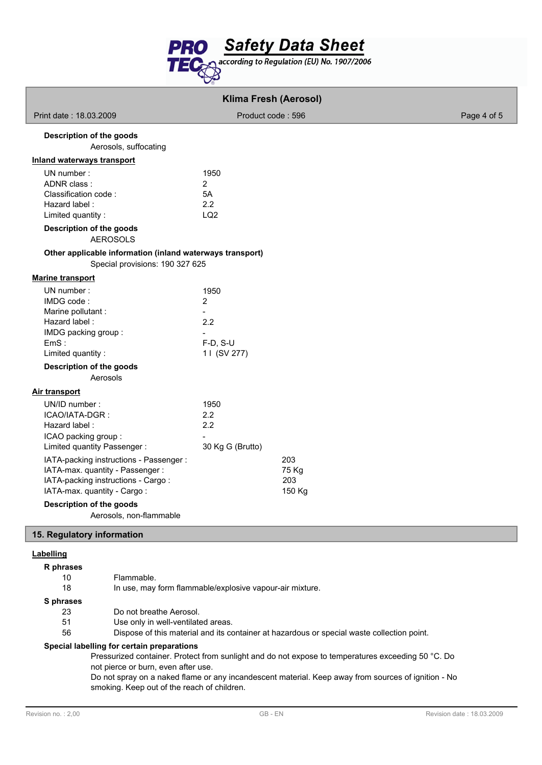**Description of the goods**

Aerosols, suffocating

**Inland waterways transport**

| | |
|---|---|
| UN number : | 1950 |
| ADNR class : | 2 |
| Classification code : | 5A |
| Hazard label : | 2.2 |
| Limited quantity : | LQ2 |

**Description of the goods**

AEROSOLS

**Other applicable information (inland waterways transport)**

Special provisions: 190 327 625

**Marine transport**

| | |
|---|---|
| UN number : | 1950 |
| IMDG code : | 2 |
| Marine pollutant : | - |
| Hazard label : | 2.2 |
| IMDG packing group : | - |
| EmS : | F-D, S-U |
| Limited quantity : | 1 l (SV 277) |

**Description of the goods**

Aerosols

**Air transport**

| | |
|---|---|
| UN/ID number : | 1950 |
| ICAO/IATA-DGR : | 2.2 |
| Hazard label : | 2.2 |
| ICAO packing group : | - |
| Limited quantity Passenger : | 30 Kg G (Brutto) |
| IATA-packing instructions - Passenger : | 203 |
| IATA-max. quantity - Passenger : | 75 Kg |
| IATA-packing instructions - Cargo : | 203 |
| IATA-max. quantity - Cargo : | 150 Kg |

**Description of the goods**

Aerosols, non-flammable

## 15. Regulatory information

**Labelling**

**R phrases**

| | |
|---|---|
| 10 | Flammable. |
| 18 | In use, may form flammable/explosive vapour-air mixture. |

**S phrases**

| | |
|---|---|
| 23 | Do not breathe Aerosol. |
| 51 | Use only in well-ventilated areas. |
| 56 | Dispose of this material and its container at hazardous or special waste collection point. |

**Special labelling for certain preparations**

Pressurized container. Protect from sunlight and do not expose to temperatures exceeding 50 °C. Do not pierce or burn, even after use.
Do not spray on a naked flame or any incandescent material. Keep away from sources of ignition - No smoking. Keep out of the reach of children.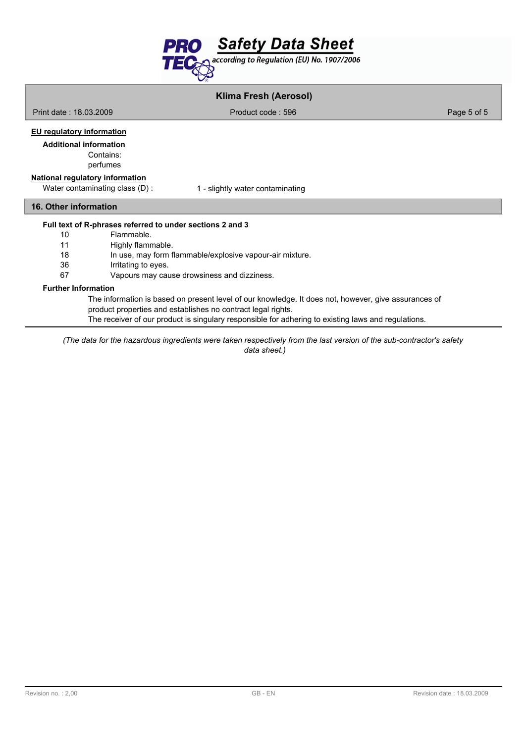**EU regulatory information**

**Additional information**

Contains:
perfumes

**National regulatory information**

Water contaminating class (D) : 1 - slightly water contaminating

## 16. Other information

**Full text of R-phrases referred to under sections 2 and 3**

| | |
|---|---|
| 10 | Flammable. |
| 11 | Highly flammable. |
| 18 | In use, may form flammable/explosive vapour-air mixture. |
| 36 | Irritating to eyes. |
| 67 | Vapours may cause drowsiness and dizziness. |

**Further Information**

The information is based on present level of our knowledge. It does not, however, give assurances of product properties and establishes no contract legal rights.
The receiver of our product is singulary responsible for adhering to existing laws and regulations.

*(The data for the hazardous ingredients were taken respectively from the last version of the sub-contractor's safety data sheet.)*